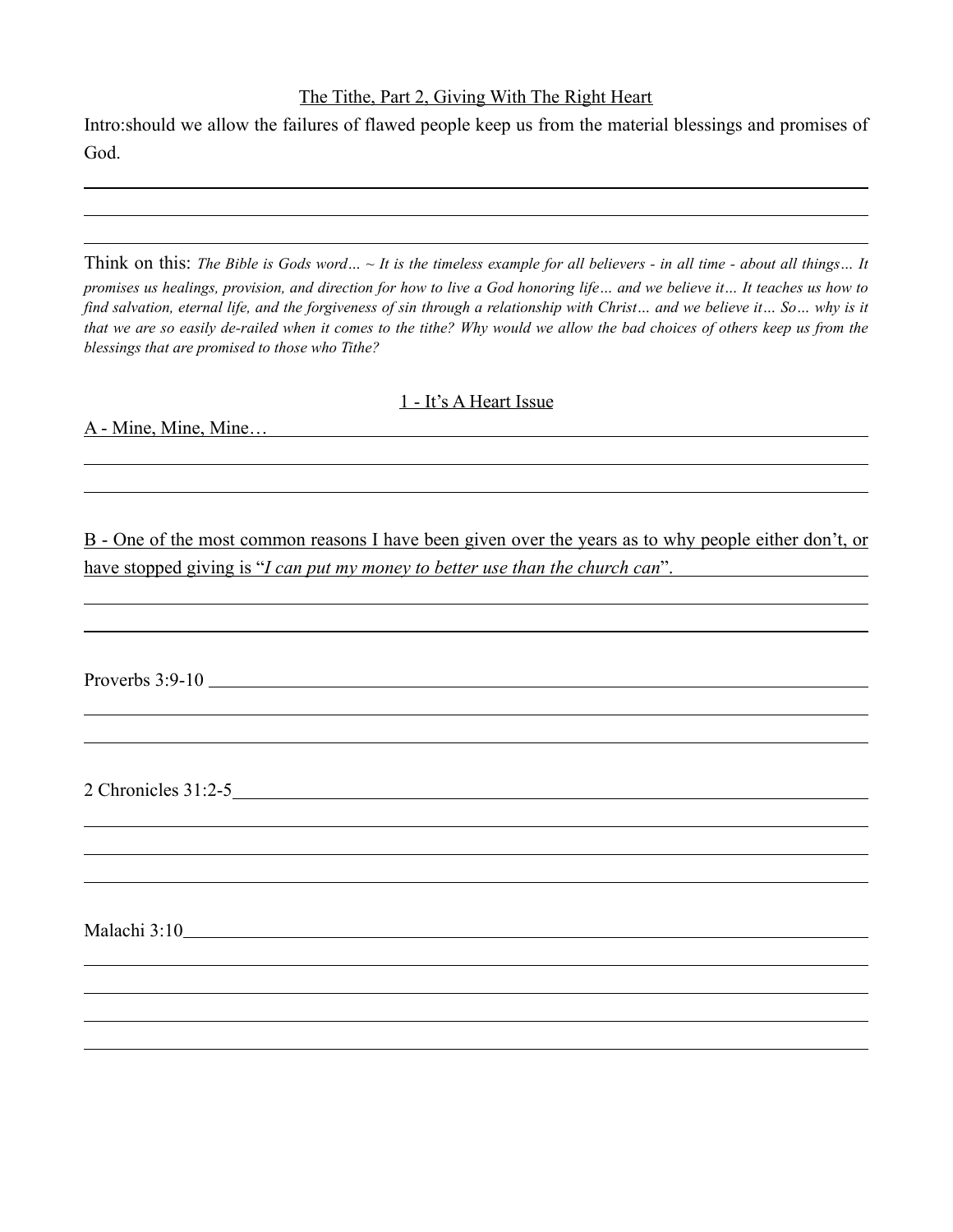## The Tithe, Part 2, Giving With The Right Heart

Intro:should we allow the failures of flawed people keep us from the material blessings and promises of God.

Think on this: *The Bible is Gods word… ~ It is the timeless example for all believers - in all time - about all things… It promises us healings, provision, and direction for how to live a God honoring life… and we believe it… It teaches us how to find salvation, eternal life, and the forgiveness of sin through a relationship with Christ… and we believe it… So… why is it that we are so easily de-railed when it comes to the tithe? Why would we allow the bad choices of others keep us from the blessings that are promised to those who Tithe?*

### 1 - It's A Heart Issue

A - Mine, Mine, Mine…

B - One of the most common reasons I have been given over the years as to why people either don't, or have stopped giving is "*I can put my money to better use than the church can*".

Proverbs 3:9-10

2 Chronicles 31:2-5

Malachi 3:10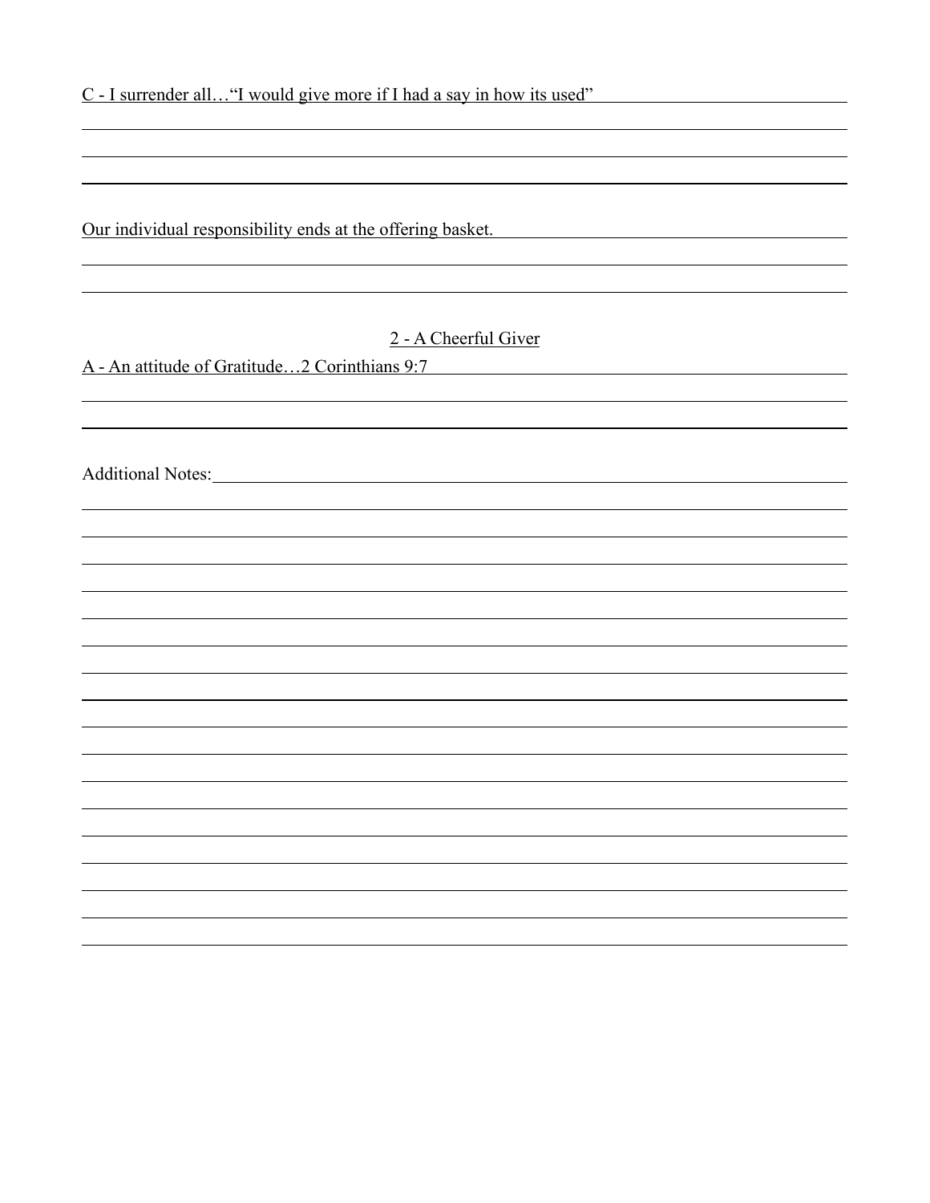C - I surrender all…"I would give more if I had a say in how its used"

Our individual responsibility ends at the offering basket.

## 2 - A Cheerful Giver

A - An attitude of Gratitude…2 Corinthians 9:7

Additional Notes: